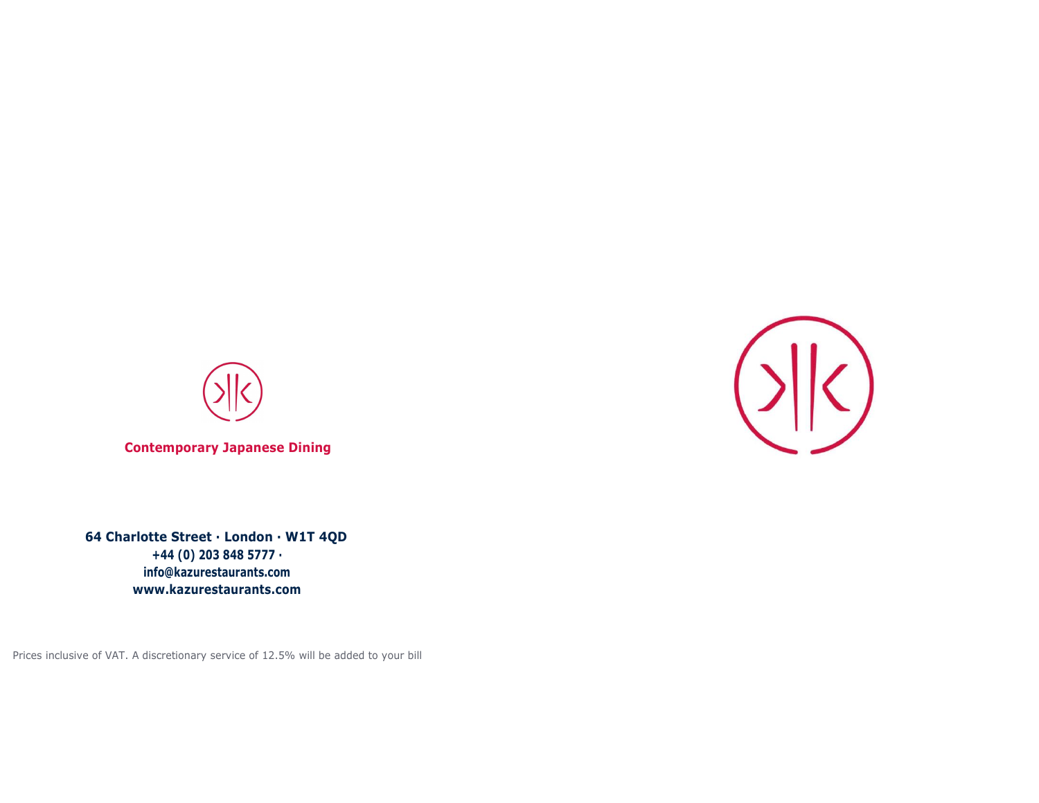**Contemporary Japanese Dining**

**64 Charlotte Street · London · W1T 4QD**
**+44 (0) 203 848 5777 ·**
**info@kazurestaurants.com**
**www.kazurestaurants.com**

Prices inclusive of VAT. A discretionary service of 12.5% will be added to your bill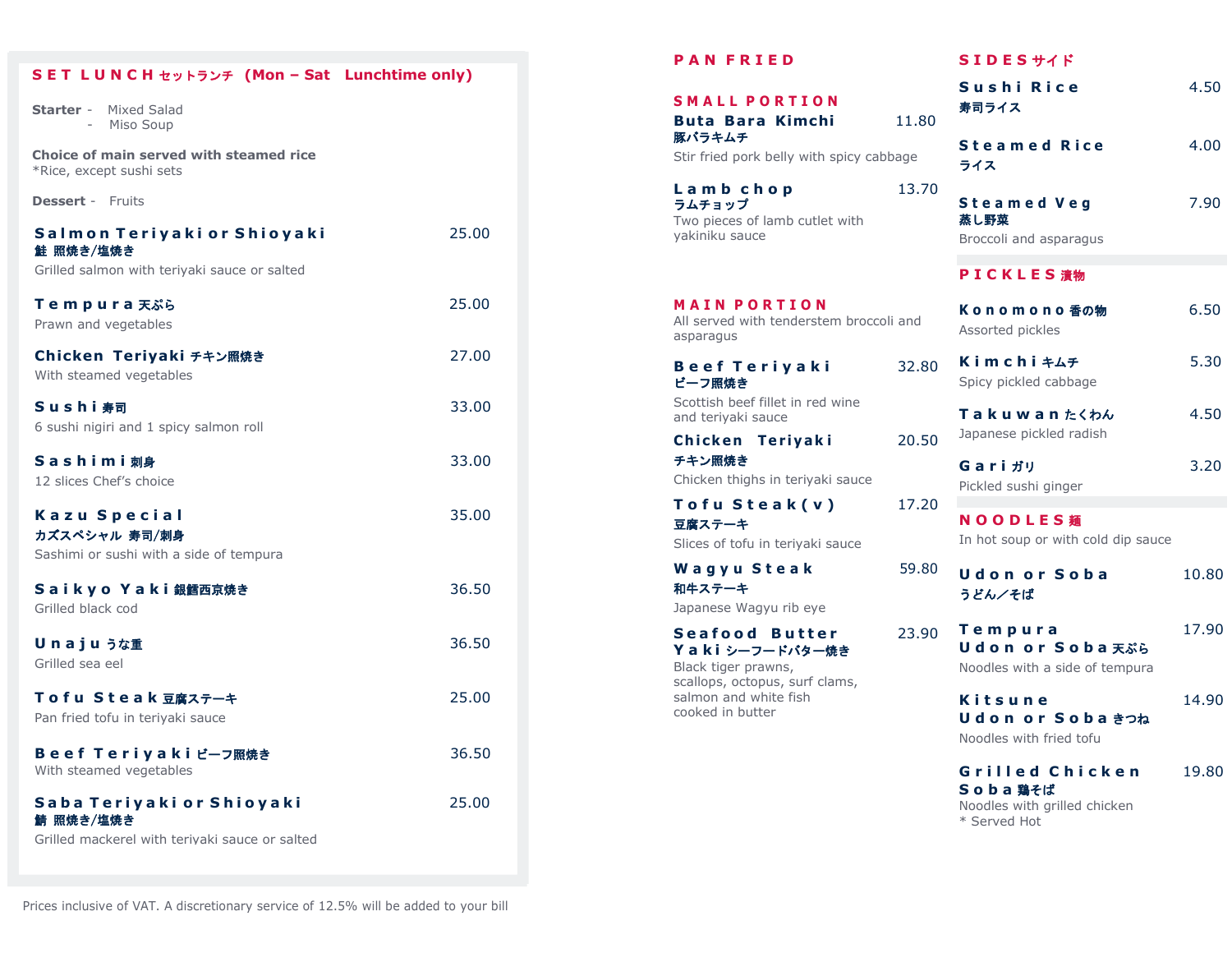## SET LUNCH セットランチ (Mon – Sat Lunchtime only)

**Starter** - Mixed Salad
- Miso Soup

**Choice of main served with steamed rice**
*Rice, except sushi sets

**Dessert** - Fruits

**Salmon Teriyaki or Shioyaki** — 25.00
**鮭 照焼き/塩焼き**
Grilled salmon with teriyaki sauce or salted

**Tempura 天ぷら** — 25.00
Prawn and vegetables

**Chicken Teriyaki チキン照焼き** — 27.00
With steamed vegetables

**Sushi 寿司** — 33.00
6 sushi nigiri and 1 spicy salmon roll

**Sashimi 刺身** — 33.00
12 slices Chef's choice

**Kazu Special** — 35.00
**カズスペシャル 寿司/刺身**
Sashimi or sushi with a side of tempura

**Saikyo Yaki 銀鱈西京焼き** — 36.50
Grilled black cod

**Unaju うな重** — 36.50
Grilled sea eel

**Tofu Steak 豆腐ステーキ** — 25.00
Pan fried tofu in teriyaki sauce

**Beef Teriyaki ビーフ照焼き** — 36.50
With steamed vegetables

**Saba Teriyaki or Shioyaki** — 25.00
**鯖 照焼き/塩焼き**
Grilled mackerel with teriyaki sauce or salted

Prices inclusive of VAT. A discretionary service of 12.5% will be added to your bill

## PAN FRIED

### SMALL PORTION

**Buta Bara Kimchi** — 11.80
**豚バラキムチ**
Stir fried pork belly with spicy cabbage

**Lamb chop** — 13.70
**ラムチョップ**
Two pieces of lamb cutlet with yakiniku sauce

### MAIN PORTION

All served with tenderstem broccoli and asparagus

**Beef Teriyaki** — 32.80
**ビーフ照焼き**
Scottish beef fillet in red wine and teriyaki sauce

**Chicken Teriyaki** — 20.50
**チキン照焼き**
Chicken thighs in teriyaki sauce

**Tofu Steak (v)** — 17.20
**豆腐ステーキ**
Slices of tofu in teriyaki sauce

**Wagyu Steak** — 59.80
**和牛ステーキ**
Japanese Wagyu rib eye

**Seafood Butter Yaki シーフードバター焼き** — 23.90
Black tiger prawns, scallops, octopus, surf clams, salmon and white fish cooked in butter

## SIDES サイド

**Sushi Rice** — 4.50
**寿司ライス**

**Steamed Rice** — 4.00
**ライス**

**Steamed Veg** — 7.90
**蒸し野菜**
Broccoli and asparagus

## PICKLES 漬物

**Konomono 香の物** — 6.50
Assorted pickles

**Kimchi キムチ** — 5.30
Spicy pickled cabbage

**Takuwan たくわん** — 4.50
Japanese pickled radish

**Gari ガリ** — 3.20
Pickled sushi ginger

## NOODLES 麺

In hot soup or with cold dip sauce

**Udon or Soba** — 10.80
**うどん／そば**

**Tempura Udon or Soba 天ぷら** — 17.90
Noodles with a side of tempura

**Kitsune Udon or Soba きつね** — 14.90
Noodles with fried tofu

**Grilled Chicken Soba 鶏そば** — 19.80
Noodles with grilled chicken
* Served Hot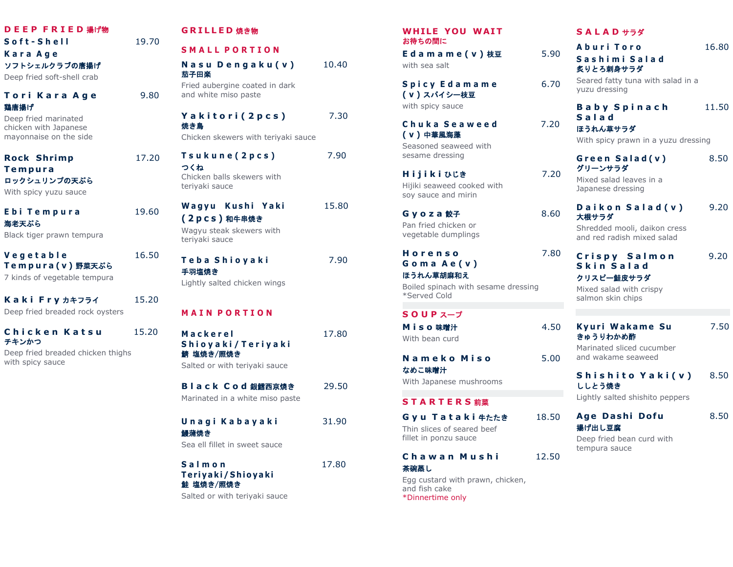## DEEP FRIED 揚げ物

**Soft-Shell Kara Age** — 19.70
ソフトシェルクラブの唐揚げ
Deep fried soft-shell crab

**Tori Kara Age** — 9.80
鶏唐揚げ
Deep fried marinated chicken with Japanese mayonnaise on the side

**Rock Shrimp Tempura** — 17.20
ロックシュリンプの天ぷら
With spicy yuzu sauce

**Ebi Tempura** — 19.60
海老天ぷら
Black tiger prawn tempura

**Vegetable Tempura(v)** 野菜天ぷら — 16.50
7 kinds of vegetable tempura

**Kaki Fry** カキフライ — 15.20
Deep fried breaded rock oysters

**Chicken Katsu** — 15.20
チキンかつ
Deep fried breaded chicken thighs with spicy sauce

## GRILLED 焼き物

### SMALL PORTION

**Nasu Dengaku(v)** — 10.40
茄子田楽
Fried aubergine coated in dark and white miso paste

**Yakitori(2pcs)** — 7.30
焼き鳥
Chicken skewers with teriyaki sauce

**Tsukune(2pcs)** — 7.90
つくね
Chicken balls skewers with teriyaki sauce

**Wagyu Kushi Yaki (2pcs)** 和牛串焼き — 15.80
Wagyu steak skewers with teriyaki sauce

**Teba Shioyaki** — 7.90
手羽塩焼き
Lightly salted chicken wings

### MAIN PORTION

**Mackerel Shioyaki/Teriyaki** — 17.80
鯖 塩焼き/照焼き
Salted or with teriyaki sauce

**Black Cod** 銀鱈西京焼き — 29.50
Marinated in a white miso paste

**Unagi Kabayaki** — 31.90
鰻蒲焼き
Sea ell fillet in sweet sauce

**Salmon Teriyaki/Shioyaki** — 17.80
鮭 塩焼き/照焼き
Salted or with teriyaki sauce

## WHILE YOU WAIT
お待ちの間に

**Edamame(v)** 枝豆 — 5.90
with sea salt

**Spicy Edamame (v)** スパイシー枝豆 — 6.70
with spicy sauce

**Chuka Seaweed (v)** 中華風海藻 — 7.20
Seasoned seaweed with sesame dressing

**Hijiki** ひじき — 7.20
Hijiki seaweed cooked with soy sauce and mirin

**Gyoza** 餃子 — 8.60
Pan fried chicken or vegetable dumplings

**Horenso Goma Ae(v)** — 7.80
ほうれん草胡麻和え
Boiled spinach with sesame dressing
*Served Cold

## SOUP スープ

**Miso** 味噌汁 — 4.50
With bean curd

**Nameko Miso** — 5.00
なめこ味噌汁
With Japanese mushrooms

## STARTERS 前菜

**Gyu Tataki** 牛たたき — 18.50
Thin slices of seared beef fillet in ponzu sauce

**Chawan Mushi** — 12.50
茶碗蒸し
Egg custard with prawn, chicken, and fish cake
*Dinnertime only

## SALAD サラダ

**Aburi Toro Sashimi Salad** — 16.80
炙りとろ刺身サラダ
Seared fatty tuna with salad in a yuzu dressing

**Baby Spinach Salad** — 11.50
ほうれん草サラダ
With spicy prawn in a yuzu dressing

**Green Salad(v)** — 8.50
グリーンサラダ
Mixed salad leaves in a Japanese dressing

**Daikon Salad(v)** — 9.20
大根サラダ
Shredded mooli, daikon cress and red radish mixed salad

**Crispy Salmon Skin Salad** — 9.20
クリスピー鮭皮サラダ
Mixed salad with crispy salmon skin chips

---

**Kyuri Wakame Su** — 7.50
きゅうりわかめ酢
Marinated sliced cucumber and wakame seaweed

**Shishito Yaki(v)** — 8.50
ししとう焼き
Lightly salted shishito peppers

**Age Dashi Dofu** — 8.50
揚げ出し豆腐
Deep fried bean curd with tempura sauce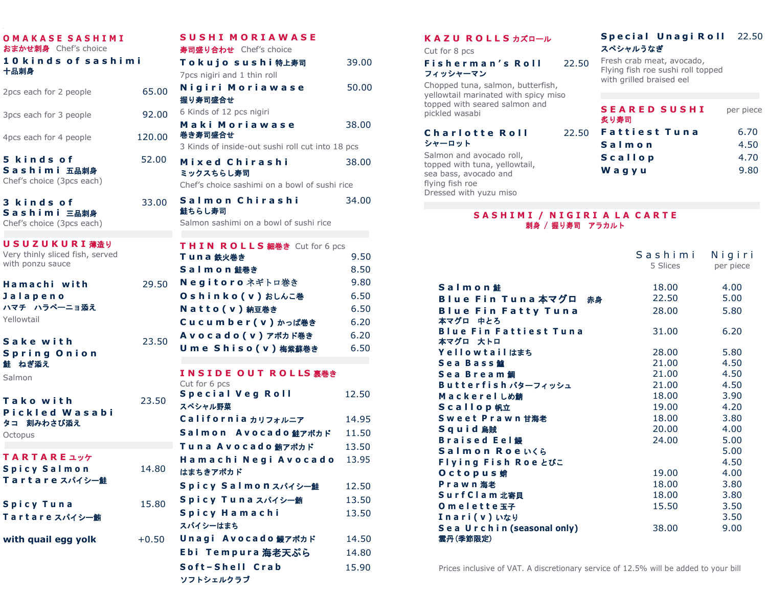## OMAKASE SASHIMI
おまかせ刺身 Chef's choice

**10 kinds of sashimi**
十品刺身

| | |
|---|---|
| 2pcs each for 2 people | 65.00 |
| 3pcs each for 3 people | 92.00 |
| 4pcs each for 4 people | 120.00 |

**5 kinds of Sashimi** 五品刺身 — 52.00
Chef's choice (3pcs each)

**3 kinds of Sashimi** 三品刺身 — 33.00
Chef's choice (3pcs each)

## USUZUKURI 薄造り
Very thinly sliced fish, served with ponzu sauce

**Hamachi with Jalapeno** — 29.50
ハマチ ハラペーニョ添え
Yellowtail

**Sake with Spring Onion** — 23.50
鮭 ねぎ添え
Salmon

**Tako with Pickled Wasabi** — 23.50
タコ 刻みわさび添え
Octopus

## TARTARE ユッケ

**Spicy Salmon Tartare** スパイシー鮭 — 14.80

**Spicy Tuna Tartare** スパイシー鮪 — 15.80

**with quail egg yolk** — +0.50

## SUSHI MORIAWASE
寿司盛り合わせ Chef's choice

**Tokujo sushi** 特上寿司 — 39.00
7pcs nigiri and 1 thin roll

**Nigiri Moriawase** — 50.00
握り寿司盛合せ
6 Kinds of 12 pcs nigiri

**Maki Moriawase** — 38.00
巻き寿司盛合せ
3 Kinds of inside-out sushi roll cut into 18 pcs

**Mixed Chirashi** — 38.00
ミックスちらし寿司
Chef's choice sashimi on a bowl of sushi rice

**Salmon Chirashi** — 34.00
鮭ちらし寿司
Salmon sashimi on a bowl of sushi rice

## THIN ROLLS 細巻き
Cut for 6 pcs

| | |
|---|---|
| Tuna 鉄火巻き | 9.50 |
| Salmon 鮭巻き | 8.50 |
| Negitoro ネギトロ巻き | 9.80 |
| Oshinko(v) おしんこ巻 | 6.50 |
| Natto(v) 納豆巻き | 6.50 |
| Cucumber(v) かっぱ巻き | 6.20 |
| Avocado(v) アボカド巻き | 6.20 |
| Ume Shiso(v) 梅紫蘇巻き | 6.50 |

## INSIDE OUT ROLLS 裏巻き
Cut for 6 pcs

| | |
|---|---|
| Special Veg Roll スペシャル野菜 | 12.50 |
| California カリフォルニア | 14.95 |
| Salmon Avocado 鮭アボカド | 11.50 |
| Tuna Avocado 鮪アボカド | 13.50 |
| Hamachi Negi Avocado はまちきアボカド | 13.95 |
| Spicy Salmon スパイシー鮭 | 12.50 |
| Spicy Tuna スパイシー鮪 | 13.50 |
| Spicy Hamachi スパイシーはまち | 13.50 |
| Unagi Avocado 鰻アボカド | 14.50 |
| Ebi Tempura 海老天ぷら | 14.80 |
| Soft-Shell Crab ソフトシェルクラブ | 15.90 |

## KAZU ROLLS カズロール
Cut for 8 pcs

**Fisherman's Roll** — 22.50
フィッシャーマン
Chopped tuna, salmon, butterfish, yellowtail marinated with spicy miso topped with seared salmon and pickled wasabi

**Charlotte Roll** — 22.50
シャーロット
Salmon and avocado roll, topped with tuna, yellowtail, sea bass, avocado and flying fish roe
Dressed with yuzu miso

**Special Unagi Roll** — 22.50
スペシャルうなぎ
Fresh crab meat, avocado, Flying fish roe sushi roll topped with grilled braised eel

## SEARED SUSHI
炙り寿司

| | per piece |
|---|---|
| Fattiest Tuna | 6.70 |
| Salmon | 4.50 |
| Scallop | 4.70 |
| Wagyu | 9.80 |

## SASHIMI / NIGIRI A LA CARTE
刺身 / 握り寿司 アラカルト

| | Sashimi 5 Slices | Nigiri per piece |
|---|---|---|
| Salmon 鮭 | 18.00 | 4.00 |
| Blue Fin Tuna 本マグロ 赤身 | 22.50 | 5.00 |
| Blue Fin Fatty Tuna 本マグロ 中とろ | 28.00 | 5.80 |
| Blue Fin Fattiest Tuna 本マグロ 大トロ | 31.00 | 6.20 |
| Yellowtail はまち | 28.00 | 5.80 |
| Sea Bass 鱸 | 21.00 | 4.50 |
| Sea Bream 鯛 | 21.00 | 4.50 |
| Butterfish バターフィッシュ | 21.00 | 4.50 |
| Mackerel しめ鯖 | 18.00 | 3.90 |
| Scallop 帆立 | 19.00 | 4.20 |
| Sweet Prawn 甘海老 | 18.00 | 3.80 |
| Squid 烏賊 | 20.00 | 4.00 |
| Braised Eel 鰻 | 24.00 | 5.00 |
| Salmon Roe いくら | | 5.00 |
| Flying Fish Roe とびこ | | 4.50 |
| Octopus 蛸 | 19.00 | 4.00 |
| Prawn 海老 | 18.00 | 3.80 |
| Surf Clam 北寄貝 | 18.00 | 3.80 |
| Omelette 玉子 | 15.50 | 3.50 |
| Inari(v) いなり | | 3.50 |
| Sea Urchin (seasonal only) 雲丹(季節限定) | 38.00 | 9.00 |

Prices inclusive of VAT. A discretionary service of 12.5% will be added to your bill